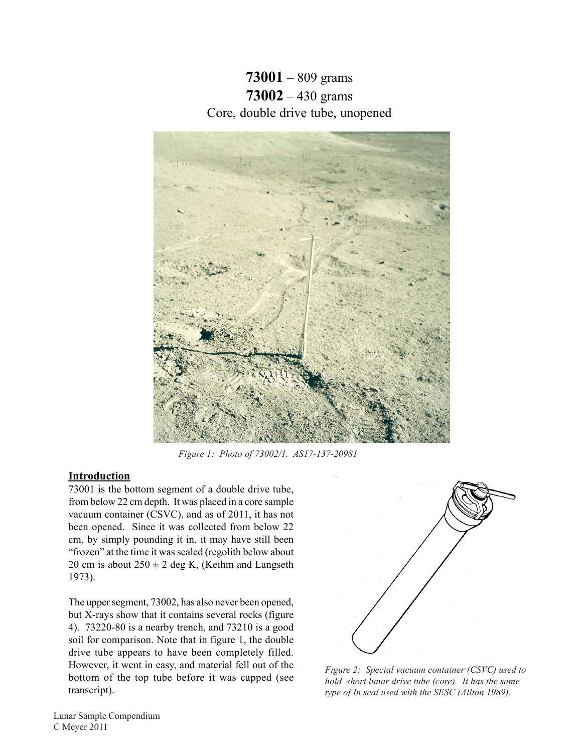# **73001** – 809 grams
# **73002** – 430 grams
## Core, double drive tube, unopened

*Figure 1: Photo of 73002/1. AS17-137-20981*

### Introduction

73001 is the bottom segment of a double drive tube, from below 22 cm depth. It was placed in a core sample vacuum container (CSVC), and as of 2011, it has not been opened. Since it was collected from below 22 cm, by simply pounding it in, it may have still been "frozen" at the time it was sealed (regolith below about 20 cm is about $250 \pm 2$ deg K, (Keihm and Langseth 1973).

The upper segment, 73002, has also never been opened, but X-rays show that it contains several rocks (figure 4). 73220-80 is a nearby trench, and 73210 is a good soil for comparison. Note that in figure 1, the double drive tube appears to have been completely filled. However, it went in easy, and material fell out of the bottom of the top tube before it was capped (see transcript).

*Figure 2: Special vacuum container (CSVC) used to hold short lunar drive tube (core). It has the same type of In seal used with the SESC (Allton 1989).*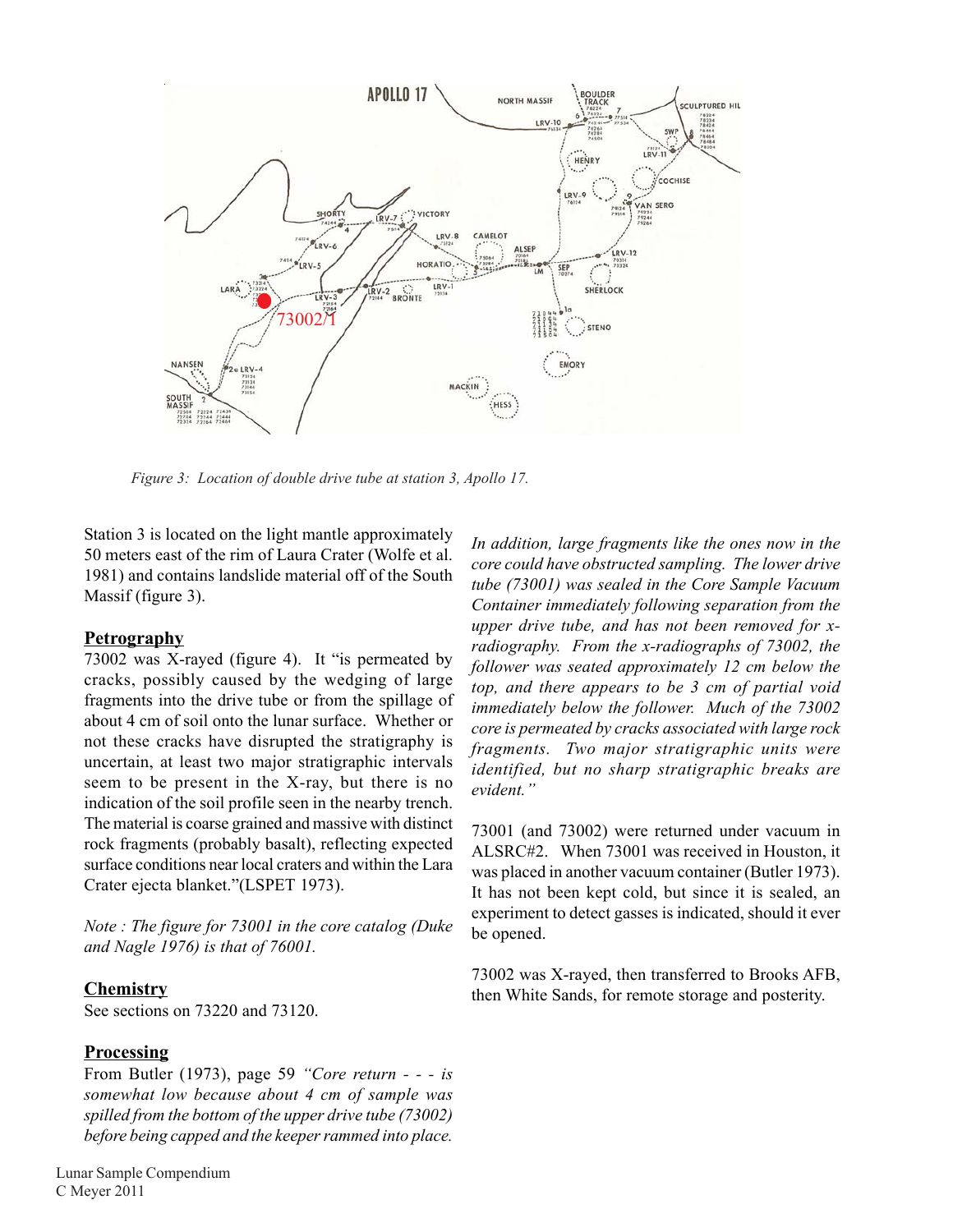Figure 3: Location of double drive tube at station 3, Apollo 17.

Station 3 is located on the light mantle approximately 50 meters east of the rim of Laura Crater (Wolfe et al. 1981) and contains landslide material off of the South Massif (figure 3).

## Petrography

73002 was X-rayed (figure 4). It "is permeated by cracks, possibly caused by the wedging of large fragments into the drive tube or from the spillage of about 4 cm of soil onto the lunar surface. Whether or not these cracks have disrupted the stratigraphy is uncertain, at least two major stratigraphic intervals seem to be present in the X-ray, but there is no indication of the soil profile seen in the nearby trench. The material is coarse grained and massive with distinct rock fragments (probably basalt), reflecting expected surface conditions near local craters and within the Lara Crater ejecta blanket."(LSPET 1973).

*Note : The figure for 73001 in the core catalog (Duke and Nagle 1976) is that of 76001.*

## Chemistry

See sections on 73220 and 73120.

## Processing

From Butler (1973), page 59 *"Core return - - - is somewhat low because about 4 cm of sample was spilled from the bottom of the upper drive tube (73002) before being capped and the keeper rammed into place. In addition, large fragments like the ones now in the core could have obstructed sampling. The lower drive tube (73001) was sealed in the Core Sample Vacuum Container immediately following separation from the upper drive tube, and has not been removed for x-radiography. From the x-radiographs of 73002, the follower was seated approximately 12 cm below the top, and there appears to be 3 cm of partial void immediately below the follower. Much of the 73002 core is permeated by cracks associated with large rock fragments. Two major stratigraphic units were identified, but no sharp stratigraphic breaks are evident."*

73001 (and 73002) were returned under vacuum in ALSRC#2. When 73001 was received in Houston, it was placed in another vacuum container (Butler 1973). It has not been kept cold, but since it is sealed, an experiment to detect gasses is indicated, should it ever be opened.

73002 was X-rayed, then transferred to Brooks AFB, then White Sands, for remote storage and posterity.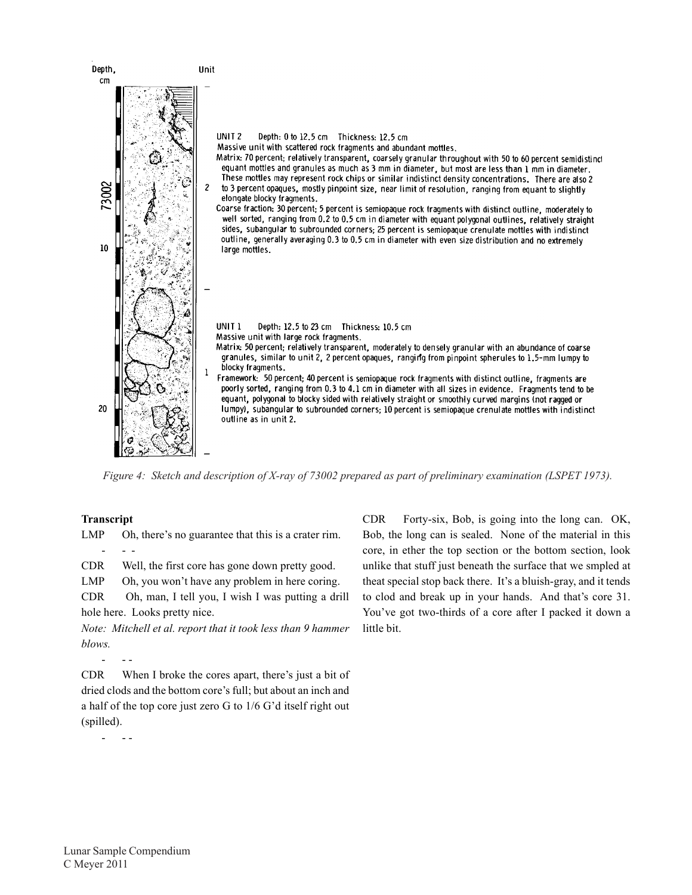Depth, cm

Unit

73002

UNIT 2 Depth: 0 to 12.5 cm Thickness: 12.5 cm
Massive unit with scattered rock fragments and abundant mottles.
Matrix: 70 percent; relatively transparent, coarsely granular throughout with 50 to 60 percent semidistinct equant mottles and granules as much as 3 mm in diameter, but most are less than 1 mm in diameter. These mottles may represent rock chips or similar indistinct density concentrations. There are also 2 to 3 percent opaques, mostly pinpoint size, near limit of resolution, ranging from equant to slightly elongate blocky fragments.
Coarse fraction: 30 percent; 5 percent is semiopaque rock fragments with distinct outline, moderately to well sorted, ranging from 0.2 to 0.5 cm in diameter with equant polygonal outlines, relatively straight sides, subangular to subrounded corners; 25 percent is semiopaque crenulate mottles with indistinct outline, generally averaging 0.3 to 0.5 cm in diameter with even size distribution and no extremely large mottles.

UNIT 1 Depth: 12.5 to 23 cm Thickness: 10.5 cm
Massive unit with large rock fragments.
Matrix: 50 percent; relatively transparent, moderately to densely granular with an abundance of coarse granules, similar to unit 2, 2 percent opaques, ranging from pinpoint spherules to 1.5-mm lumpy to blocky fragments.
Framework: 50 percent; 40 percent is semiopaque rock fragments with distinct outline, fragments are poorly sorted, ranging from 0.3 to 4.1 cm in diameter with all sizes in evidence. Fragments tend to be equant, polygonal to blocky sided with relatively straight or smoothly curved margins (not ragged or lumpy), subangular to subrounded corners; 10 percent is semiopaque crenulate mottles with indistinct outline as in unit 2.

*Figure 4: Sketch and description of X-ray of 73002 prepared as part of preliminary examination (LSPET 1973).*

**Transcript**

LMP Oh, there's no guarantee that this is a crater rim.

\- - -

CDR Well, the first core has gone down pretty good.

LMP Oh, you won't have any problem in here coring.

CDR Oh, man, I tell you, I wish I was putting a drill hole here. Looks pretty nice.

*Note: Mitchell et al. report that it took less than 9 hammer blows.*

\- - -

CDR When I broke the cores apart, there's just a bit of dried clods and the bottom core's full; but about an inch and a half of the top core just zero G to 1/6 G'd itself right out (spilled).

\- - -

CDR Forty-six, Bob, is going into the long can. OK, Bob, the long can is sealed. None of the material in this core, in ether the top section or the bottom section, look unlike that stuff just beneath the surface that we smpled at theat special stop back there. It's a bluish-gray, and it tends to clod and break up in your hands. And that's core 31. You've got two-thirds of a core after I packed it down a little bit.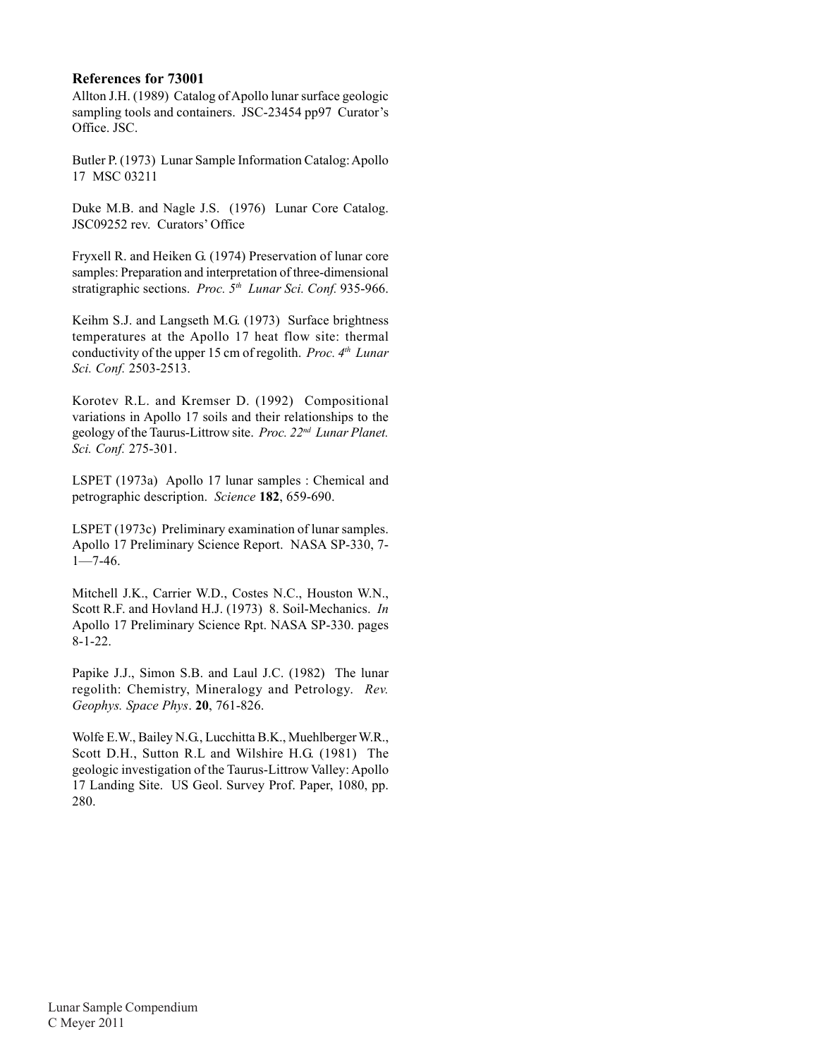### References for 73001

Allton J.H. (1989) Catalog of Apollo lunar surface geologic sampling tools and containers. JSC-23454 pp97 Curator's Office. JSC.

Butler P. (1973) Lunar Sample Information Catalog: Apollo 17 MSC 03211

Duke M.B. and Nagle J.S. (1976) Lunar Core Catalog. JSC09252 rev. Curators' Office

Fryxell R. and Heiken G. (1974) Preservation of lunar core samples: Preparation and interpretation of three-dimensional stratigraphic sections. *Proc. 5th Lunar Sci. Conf.* 935-966.

Keihm S.J. and Langseth M.G. (1973) Surface brightness temperatures at the Apollo 17 heat flow site: thermal conductivity of the upper 15 cm of regolith. *Proc. 4th Lunar Sci. Conf.* 2503-2513.

Korotev R.L. and Kremser D. (1992) Compositional variations in Apollo 17 soils and their relationships to the geology of the Taurus-Littrow site. *Proc. 22nd Lunar Planet. Sci. Conf.* 275-301.

LSPET (1973a) Apollo 17 lunar samples : Chemical and petrographic description. *Science* **182**, 659-690.

LSPET (1973c) Preliminary examination of lunar samples. Apollo 17 Preliminary Science Report. NASA SP-330, 7-1—7-46.

Mitchell J.K., Carrier W.D., Costes N.C., Houston W.N., Scott R.F. and Hovland H.J. (1973) 8. Soil-Mechanics. *In* Apollo 17 Preliminary Science Rpt. NASA SP-330. pages 8-1-22.

Papike J.J., Simon S.B. and Laul J.C. (1982) The lunar regolith: Chemistry, Mineralogy and Petrology. *Rev. Geophys. Space Phys*. **20**, 761-826.

Wolfe E.W., Bailey N.G., Lucchitta B.K., Muehlberger W.R., Scott D.H., Sutton R.L and Wilshire H.G. (1981) The geologic investigation of the Taurus-Littrow Valley: Apollo 17 Landing Site. US Geol. Survey Prof. Paper, 1080, pp. 280.